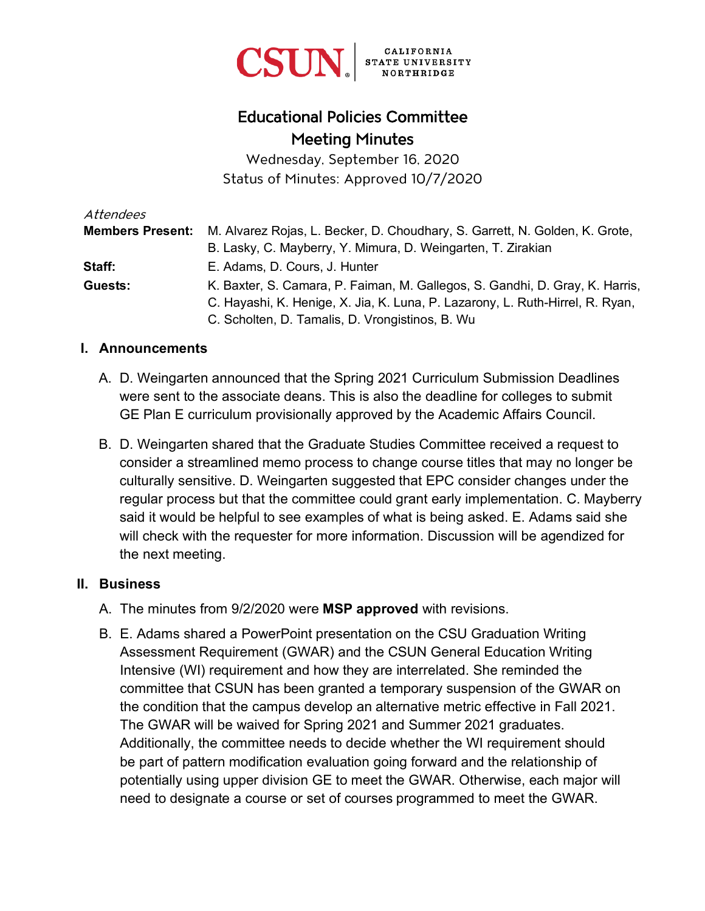CSUN CALIFORNIA STATE UNIVERSITY NORTHRIDGE

# Educational Policies Committee
## Meeting Minutes

Wednesday, September 16, 2020
Status of Minutes: Approved 10/7/2020

*Attendees*

**Members Present:** M. Alvarez Rojas, L. Becker, D. Choudhary, S. Garrett, N. Golden, K. Grote, B. Lasky, C. Mayberry, Y. Mimura, D. Weingarten, T. Zirakian

**Staff:** E. Adams, D. Cours, J. Hunter

**Guests:** K. Baxter, S. Camara, P. Faiman, M. Gallegos, S. Gandhi, D. Gray, K. Harris, C. Hayashi, K. Henige, X. Jia, K. Luna, P. Lazarony, L. Ruth-Hirrel, R. Ryan, C. Scholten, D. Tamalis, D. Vrongistinos, B. Wu

## I. Announcements

A. D. Weingarten announced that the Spring 2021 Curriculum Submission Deadlines were sent to the associate deans. This is also the deadline for colleges to submit GE Plan E curriculum provisionally approved by the Academic Affairs Council.

B. D. Weingarten shared that the Graduate Studies Committee received a request to consider a streamlined memo process to change course titles that may no longer be culturally sensitive. D. Weingarten suggested that EPC consider changes under the regular process but that the committee could grant early implementation. C. Mayberry said it would be helpful to see examples of what is being asked. E. Adams said she will check with the requester for more information. Discussion will be agendized for the next meeting.

## II. Business

A. The minutes from 9/2/2020 were **MSP approved** with revisions.

B. E. Adams shared a PowerPoint presentation on the CSU Graduation Writing Assessment Requirement (GWAR) and the CSUN General Education Writing Intensive (WI) requirement and how they are interrelated. She reminded the committee that CSUN has been granted a temporary suspension of the GWAR on the condition that the campus develop an alternative metric effective in Fall 2021. The GWAR will be waived for Spring 2021 and Summer 2021 graduates. Additionally, the committee needs to decide whether the WI requirement should be part of pattern modification evaluation going forward and the relationship of potentially using upper division GE to meet the GWAR. Otherwise, each major will need to designate a course or set of courses programmed to meet the GWAR.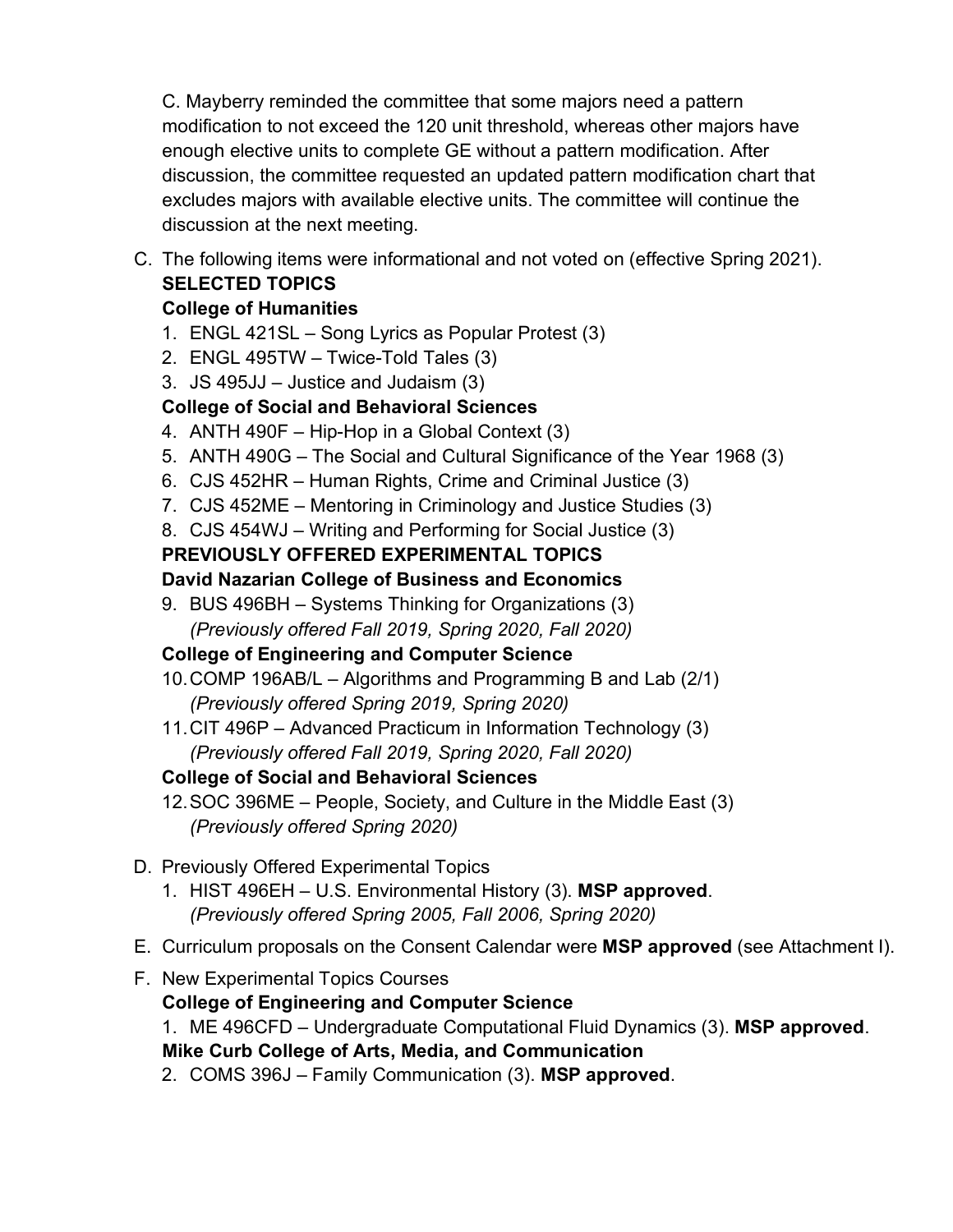C. Mayberry reminded the committee that some majors need a pattern modification to not exceed the 120 unit threshold, whereas other majors have enough elective units to complete GE without a pattern modification. After discussion, the committee requested an updated pattern modification chart that excludes majors with available elective units. The committee will continue the discussion at the next meeting.

C. The following items were informational and not voted on (effective Spring 2021).

**SELECTED TOPICS**

**College of Humanities**

1. ENGL 421SL – Song Lyrics as Popular Protest (3)
2. ENGL 495TW – Twice-Told Tales (3)
3. JS 495JJ – Justice and Judaism (3)

**College of Social and Behavioral Sciences**

4. ANTH 490F – Hip-Hop in a Global Context (3)
5. ANTH 490G – The Social and Cultural Significance of the Year 1968 (3)
6. CJS 452HR – Human Rights, Crime and Criminal Justice (3)
7. CJS 452ME – Mentoring in Criminology and Justice Studies (3)
8. CJS 454WJ – Writing and Performing for Social Justice (3)

**PREVIOUSLY OFFERED EXPERIMENTAL TOPICS**

**David Nazarian College of Business and Economics**

9. BUS 496BH – Systems Thinking for Organizations (3)
   *(Previously offered Fall 2019, Spring 2020, Fall 2020)*

**College of Engineering and Computer Science**

10. COMP 196AB/L – Algorithms and Programming B and Lab (2/1)
    *(Previously offered Spring 2019, Spring 2020)*
11. CIT 496P – Advanced Practicum in Information Technology (3)
    *(Previously offered Fall 2019, Spring 2020, Fall 2020)*

**College of Social and Behavioral Sciences**

12. SOC 396ME – People, Society, and Culture in the Middle East (3)
    *(Previously offered Spring 2020)*

D. Previously Offered Experimental Topics

1. HIST 496EH – U.S. Environmental History (3). **MSP approved**.
   *(Previously offered Spring 2005, Fall 2006, Spring 2020)*

E. Curriculum proposals on the Consent Calendar were **MSP approved** (see Attachment I).

F. New Experimental Topics Courses

**College of Engineering and Computer Science**

1. ME 496CFD – Undergraduate Computational Fluid Dynamics (3). **MSP approved**.

**Mike Curb College of Arts, Media, and Communication**

2. COMS 396J – Family Communication (3). **MSP approved**.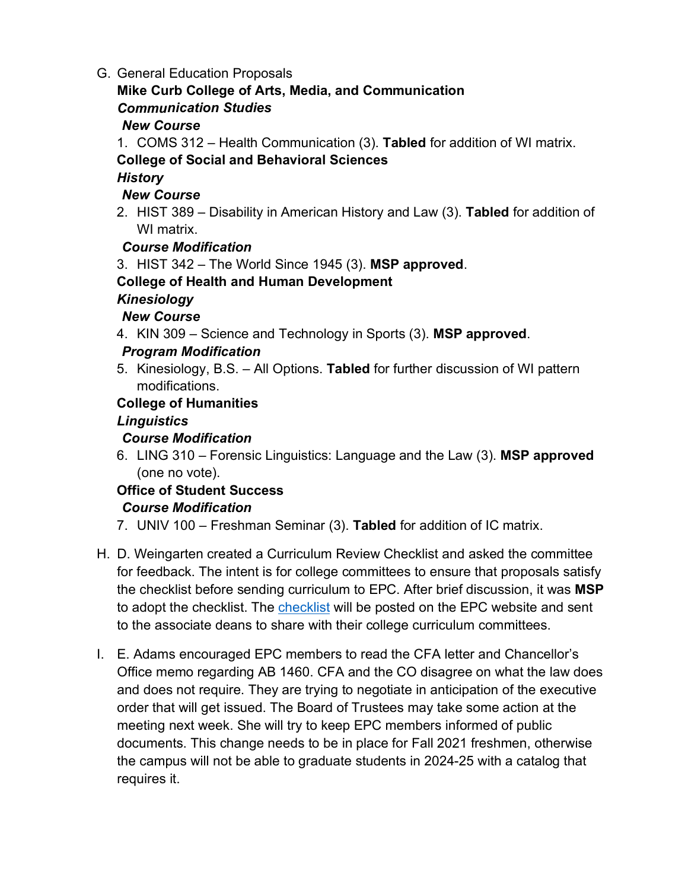G. General Education Proposals

**Mike Curb College of Arts, Media, and Communication**

***Communication Studies***

***New Course***

1. COMS 312 – Health Communication (3). **Tabled** for addition of WI matrix.

**College of Social and Behavioral Sciences**

***History***

***New Course***

2. HIST 389 – Disability in American History and Law (3). **Tabled** for addition of WI matrix.

***Course Modification***

3. HIST 342 – The World Since 1945 (3). **MSP approved**.

**College of Health and Human Development**

***Kinesiology***

***New Course***

4. KIN 309 – Science and Technology in Sports (3). **MSP approved**.

***Program Modification***

5. Kinesiology, B.S. – All Options. **Tabled** for further discussion of WI pattern modifications.

**College of Humanities**

***Linguistics***

***Course Modification***

6. LING 310 – Forensic Linguistics: Language and the Law (3). **MSP approved** (one no vote).

**Office of Student Success**

***Course Modification***

7. UNIV 100 – Freshman Seminar (3). **Tabled** for addition of IC matrix.

H. D. Weingarten created a Curriculum Review Checklist and asked the committee for feedback. The intent is for college committees to ensure that proposals satisfy the checklist before sending curriculum to EPC. After brief discussion, it was **MSP** to adopt the checklist. The checklist will be posted on the EPC website and sent to the associate deans to share with their college curriculum committees.

I. E. Adams encouraged EPC members to read the CFA letter and Chancellor's Office memo regarding AB 1460. CFA and the CO disagree on what the law does and does not require. They are trying to negotiate in anticipation of the executive order that will get issued. The Board of Trustees may take some action at the meeting next week. She will try to keep EPC members informed of public documents. This change needs to be in place for Fall 2021 freshmen, otherwise the campus will not be able to graduate students in 2024-25 with a catalog that requires it.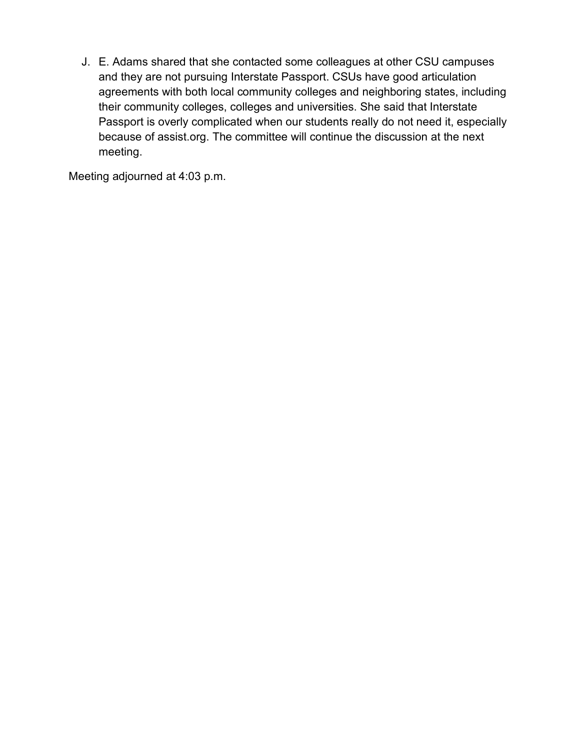J. E. Adams shared that she contacted some colleagues at other CSU campuses and they are not pursuing Interstate Passport. CSUs have good articulation agreements with both local community colleges and neighboring states, including their community colleges, colleges and universities. She said that Interstate Passport is overly complicated when our students really do not need it, especially because of assist.org. The committee will continue the discussion at the next meeting.

Meeting adjourned at 4:03 p.m.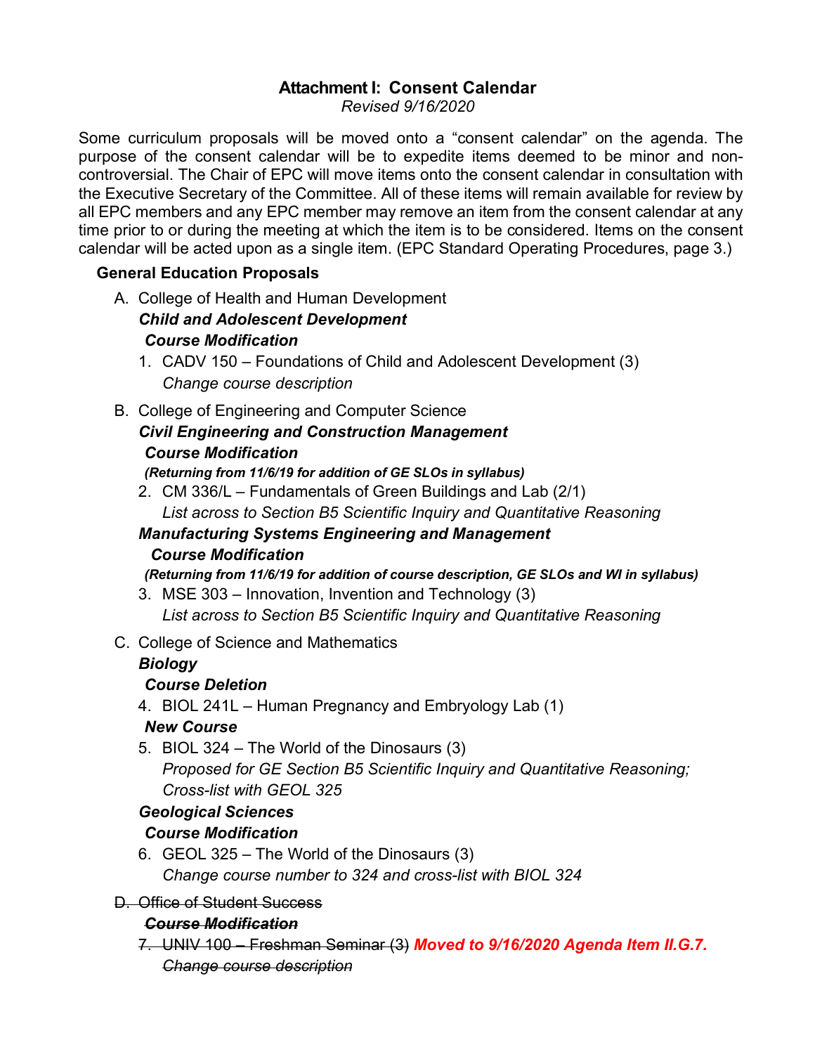# Attachment I: Consent Calendar

*Revised 9/16/2020*

Some curriculum proposals will be moved onto a "consent calendar" on the agenda. The purpose of the consent calendar will be to expedite items deemed to be minor and non-controversial. The Chair of EPC will move items onto the consent calendar in consultation with the Executive Secretary of the Committee. All of these items will remain available for review by all EPC members and any EPC member may remove an item from the consent calendar at any time prior to or during the meeting at which the item is to be considered. Items on the consent calendar will be acted upon as a single item. (EPC Standard Operating Procedures, page 3.)

## General Education Proposals

A. College of Health and Human Development

***Child and Adolescent Development***

***Course Modification***

1. CADV 150 – Foundations of Child and Adolescent Development (3)
   *Change course description*

B. College of Engineering and Computer Science

***Civil Engineering and Construction Management***

***Course Modification***

***(Returning from 11/6/19 for addition of GE SLOs in syllabus)***

2. CM 336/L – Fundamentals of Green Buildings and Lab (2/1)
   *List across to Section B5 Scientific Inquiry and Quantitative Reasoning*

***Manufacturing Systems Engineering and Management***

***Course Modification***

***(Returning from 11/6/19 for addition of course description, GE SLOs and WI in syllabus)***

3. MSE 303 – Innovation, Invention and Technology (3)
   *List across to Section B5 Scientific Inquiry and Quantitative Reasoning*

C. College of Science and Mathematics

***Biology***

***Course Deletion***

4. BIOL 241L – Human Pregnancy and Embryology Lab (1)

***New Course***

5. BIOL 324 – The World of the Dinosaurs (3)
   *Proposed for GE Section B5 Scientific Inquiry and Quantitative Reasoning; Cross-list with GEOL 325*

***Geological Sciences***

***Course Modification***

6. GEOL 325 – The World of the Dinosaurs (3)
   *Change course number to 324 and cross-list with BIOL 324*

~~D. Office of Student Success~~

~~***Course Modification***~~

7. ~~UNIV 100 – Freshman Seminar (3)~~ ***Moved to 9/16/2020 Agenda Item II.G.7.***
   ~~*Change course description*~~